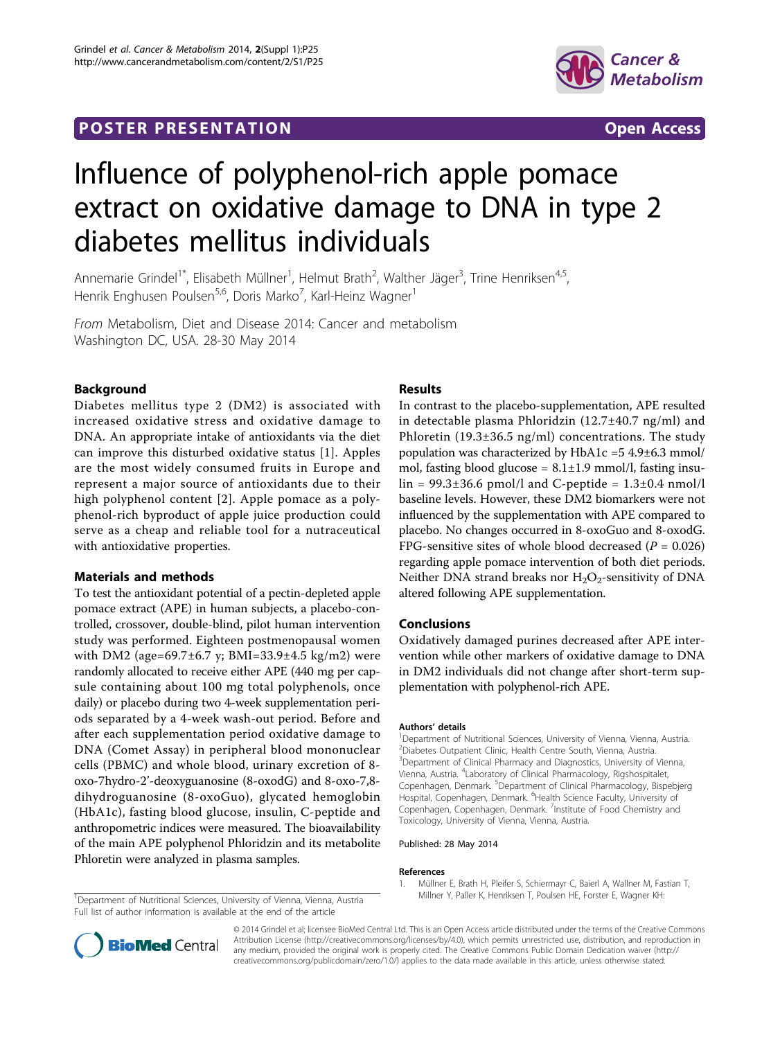POSTER PRESENTATION Open Access

# Influence of polyphenol-rich apple pomace extract on oxidative damage to DNA in type 2 diabetes mellitus individuals

Annemarie Grindel[1*], Elisabeth Müllner[1], Helmut Brath[2], Walther Jäger[3], Trine Henriksen[4,5], Henrik Enghusen Poulsen[5,6], Doris Marko[7], Karl-Heinz Wagner[1]

*From* Metabolism, Diet and Disease 2014: Cancer and metabolism
Washington DC, USA. 28-30 May 2014

## Background

Diabetes mellitus type 2 (DM2) is associated with increased oxidative stress and oxidative damage to DNA. An appropriate intake of antioxidants via the diet can improve this disturbed oxidative status [1]. Apples are the most widely consumed fruits in Europe and represent a major source of antioxidants due to their high polyphenol content [2]. Apple pomace as a polyphenol-rich byproduct of apple juice production could serve as a cheap and reliable tool for a nutraceutical with antioxidative properties.

## Materials and methods

To test the antioxidant potential of a pectin-depleted apple pomace extract (APE) in human subjects, a placebo-controlled, crossover, double-blind, pilot human intervention study was performed. Eighteen postmenopausal women with DM2 (age=69.7±6.7 y; BMI=33.9±4.5 kg/m2) were randomly allocated to receive either APE (440 mg per capsule containing about 100 mg total polyphenols, once daily) or placebo during two 4-week supplementation periods separated by a 4-week wash-out period. Before and after each supplementation period oxidative damage to DNA (Comet Assay) in peripheral blood mononuclear cells (PBMC) and whole blood, urinary excretion of 8-oxo-7hydro-2'-deoxyguanosine (8-oxodG) and 8-oxo-7,8-dihydroguanosine (8-oxoGuo), glycated hemoglobin (HbA1c), fasting blood glucose, insulin, C-peptide and anthropometric indices were measured. The bioavailability of the main APE polyphenol Phloridzin and its metabolite Phloretin were analyzed in plasma samples.

## Results

In contrast to the placebo-supplementation, APE resulted in detectable plasma Phloridzin (12.7±40.7 ng/ml) and Phloretin (19.3±36.5 ng/ml) concentrations. The study population was characterized by HbA1c =5 4.9±6.3 mmol/mol, fasting blood glucose = 8.1±1.9 mmol/l, fasting insulin = 99.3±36.6 pmol/l and C-peptide = 1.3±0.4 nmol/l baseline levels. However, these DM2 biomarkers were not influenced by the supplementation with APE compared to placebo. No changes occurred in 8-oxoGuo and 8-oxodG. FPG-sensitive sites of whole blood decreased ($P$ = 0.026) regarding apple pomace intervention of both diet periods. Neither DNA strand breaks nor $H_2O_2$-sensitivity of DNA altered following APE supplementation.

## Conclusions

Oxidatively damaged purines decreased after APE intervention while other markers of oxidative damage to DNA in DM2 individuals did not change after short-term supplementation with polyphenol-rich APE.

#### Authors' details

[1]Department of Nutritional Sciences, University of Vienna, Vienna, Austria. [2]Diabetes Outpatient Clinic, Health Centre South, Vienna, Austria. [3]Department of Clinical Pharmacy and Diagnostics, University of Vienna, Vienna, Austria. [4]Laboratory of Clinical Pharmacology, Rigshospitalet, Copenhagen, Denmark. [5]Department of Clinical Pharmacology, Bispebjerg Hospital, Copenhagen, Denmark. [6]Health Science Faculty, University of Copenhagen, Copenhagen, Denmark. [7]Institute of Food Chemistry and Toxicology, University of Vienna, Vienna, Austria.

Published: 28 May 2014

#### References

1. Müllner E, Brath H, Pleifer S, Schiermayr C, Baierl A, Wallner M, Fastian T, Millner Y, Paller K, Henriksen T, Poulsen HE, Forster E, Wagner KH:

[1]Department of Nutritional Sciences, University of Vienna, Vienna, Austria
Full list of author information is available at the end of the article

© 2014 Grindel et al; licensee BioMed Central Ltd. This is an Open Access article distributed under the terms of the Creative Commons Attribution License (http://creativecommons.org/licenses/by/4.0), which permits unrestricted use, distribution, and reproduction in any medium, provided the original work is properly cited. The Creative Commons Public Domain Dedication waiver (http://creativecommons.org/publicdomain/zero/1.0/) applies to the data made available in this article, unless otherwise stated.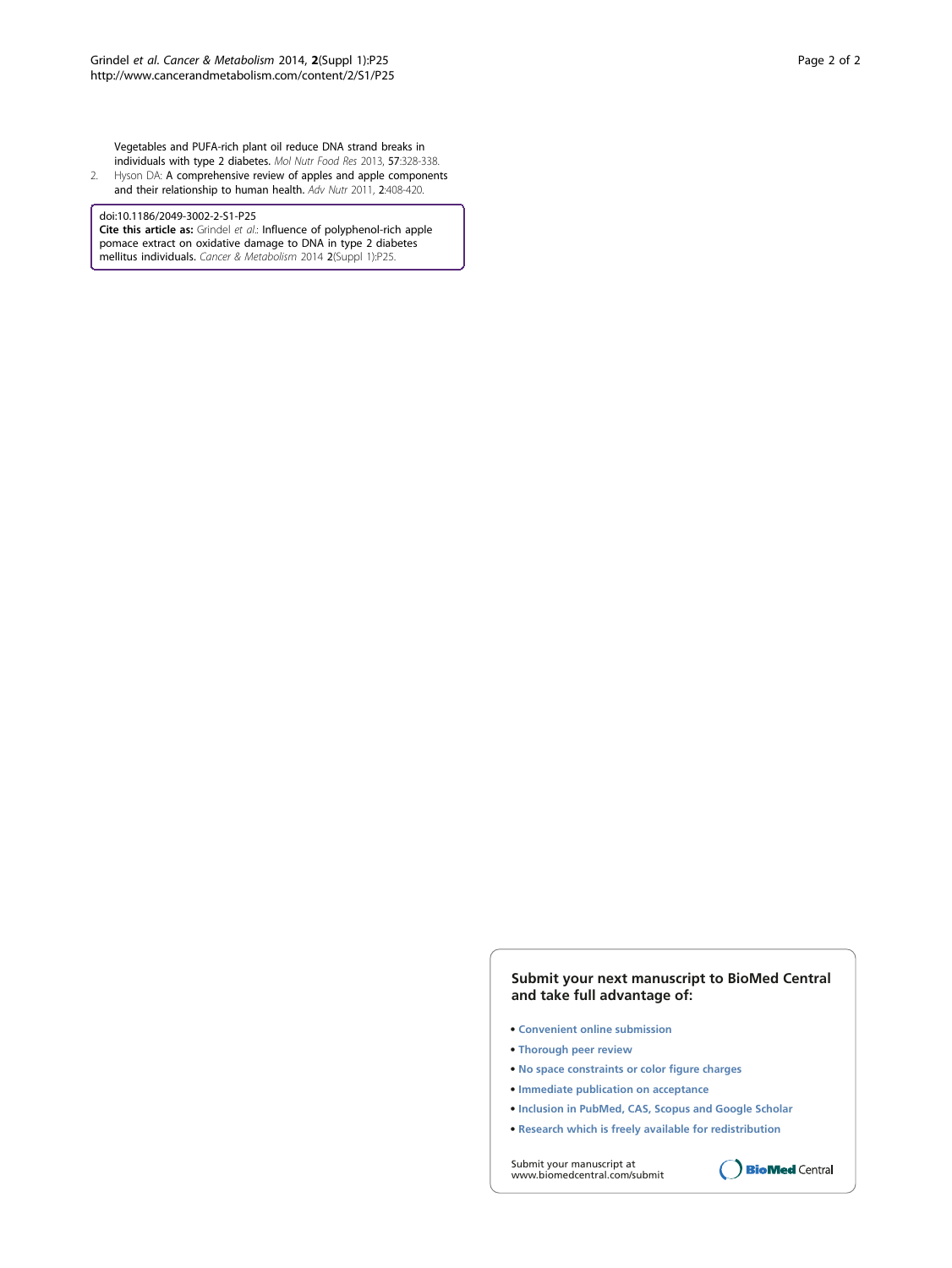Vegetables and PUFA-rich plant oil reduce DNA strand breaks in individuals with type 2 diabetes. *Mol Nutr Food Res* 2013, **57**:328-338.

2. Hyson DA: **A comprehensive review of apples and apple components and their relationship to human health.** *Adv Nutr* 2011, **2**:408-420.

doi:10.1186/2049-3002-2-S1-P25
**Cite this article as:** Grindel *et al.*: Influence of polyphenol-rich apple pomace extract on oxidative damage to DNA in type 2 diabetes mellitus individuals. *Cancer & Metabolism* 2014 **2**(Suppl 1):P25.

**Submit your next manuscript to BioMed Central and take full advantage of:**

- **Convenient online submission**
- **Thorough peer review**
- **No space constraints or color figure charges**
- **Immediate publication on acceptance**
- **Inclusion in PubMed, CAS, Scopus and Google Scholar**
- **Research which is freely available for redistribution**

Submit your manuscript at www.biomedcentral.com/submit

BioMed Central